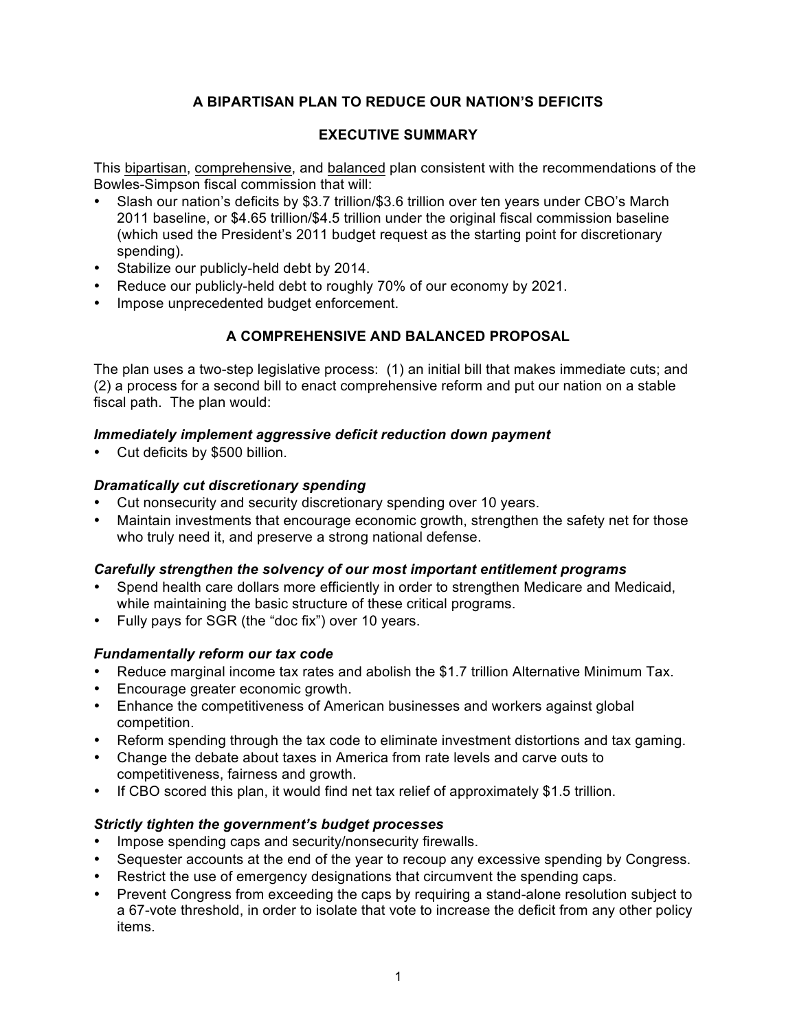## A BIPARTISAN PLAN TO REDUCE OUR NATION'S DEFICITS

## EXECUTIVE SUMMARY

This <u>bipartisan</u>, <u>comprehensive</u>, and <u>balanced</u> plan consistent with the recommendations of the Bowles-Simpson fiscal commission that will:

- Slash our nation's deficits by $3.7 trillion/$3.6 trillion over ten years under CBO's March 2011 baseline, or $4.65 trillion/$4.5 trillion under the original fiscal commission baseline (which used the President's 2011 budget request as the starting point for discretionary spending).
- Stabilize our publicly-held debt by 2014.
- Reduce our publicly-held debt to roughly 70% of our economy by 2021.
- Impose unprecedented budget enforcement.

## A COMPREHENSIVE AND BALANCED PROPOSAL

The plan uses a two-step legislative process: (1) an initial bill that makes immediate cuts; and (2) a process for a second bill to enact comprehensive reform and put our nation on a stable fiscal path. The plan would:

***Immediately implement aggressive deficit reduction down payment***

- Cut deficits by $500 billion.

***Dramatically cut discretionary spending***

- Cut nonsecurity and security discretionary spending over 10 years.
- Maintain investments that encourage economic growth, strengthen the safety net for those who truly need it, and preserve a strong national defense.

***Carefully strengthen the solvency of our most important entitlement programs***

- Spend health care dollars more efficiently in order to strengthen Medicare and Medicaid, while maintaining the basic structure of these critical programs.
- Fully pays for SGR (the "doc fix") over 10 years.

***Fundamentally reform our tax code***

- Reduce marginal income tax rates and abolish the $1.7 trillion Alternative Minimum Tax.
- Encourage greater economic growth.
- Enhance the competitiveness of American businesses and workers against global competition.
- Reform spending through the tax code to eliminate investment distortions and tax gaming.
- Change the debate about taxes in America from rate levels and carve outs to competitiveness, fairness and growth.
- If CBO scored this plan, it would find net tax relief of approximately $1.5 trillion.

***Strictly tighten the government's budget processes***

- Impose spending caps and security/nonsecurity firewalls.
- Sequester accounts at the end of the year to recoup any excessive spending by Congress.
- Restrict the use of emergency designations that circumvent the spending caps.
- Prevent Congress from exceeding the caps by requiring a stand-alone resolution subject to a 67-vote threshold, in order to isolate that vote to increase the deficit from any other policy items.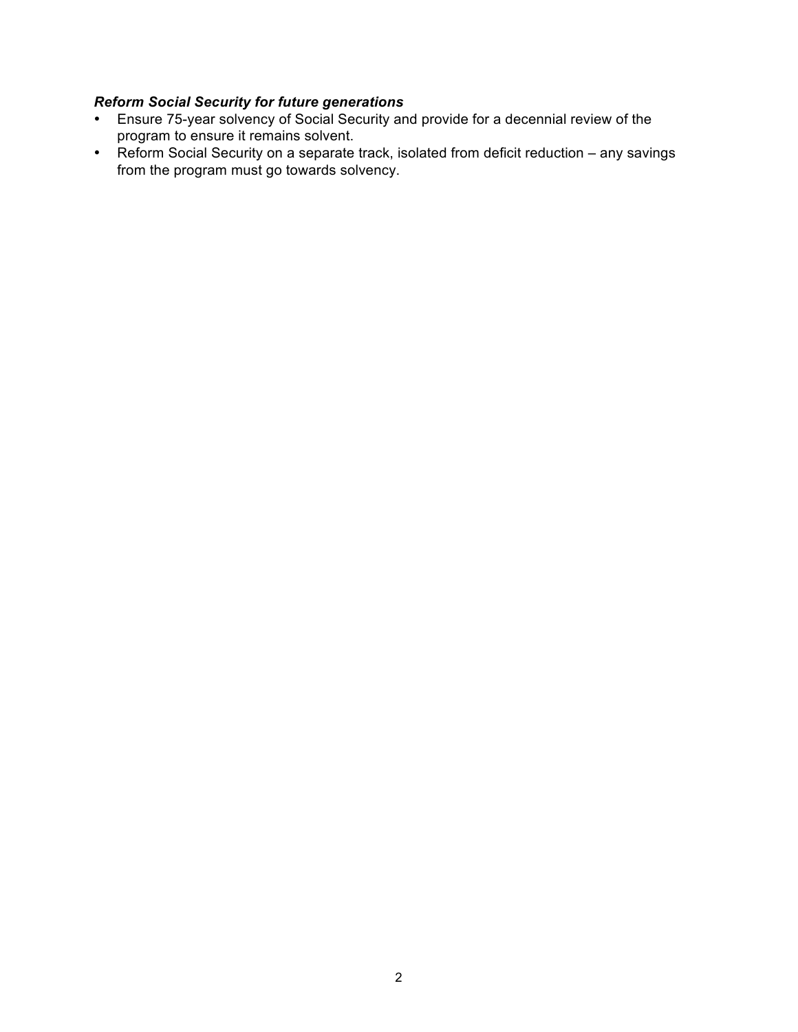***Reform Social Security for future generations***

- Ensure 75-year solvency of Social Security and provide for a decennial review of the program to ensure it remains solvent.
- Reform Social Security on a separate track, isolated from deficit reduction – any savings from the program must go towards solvency.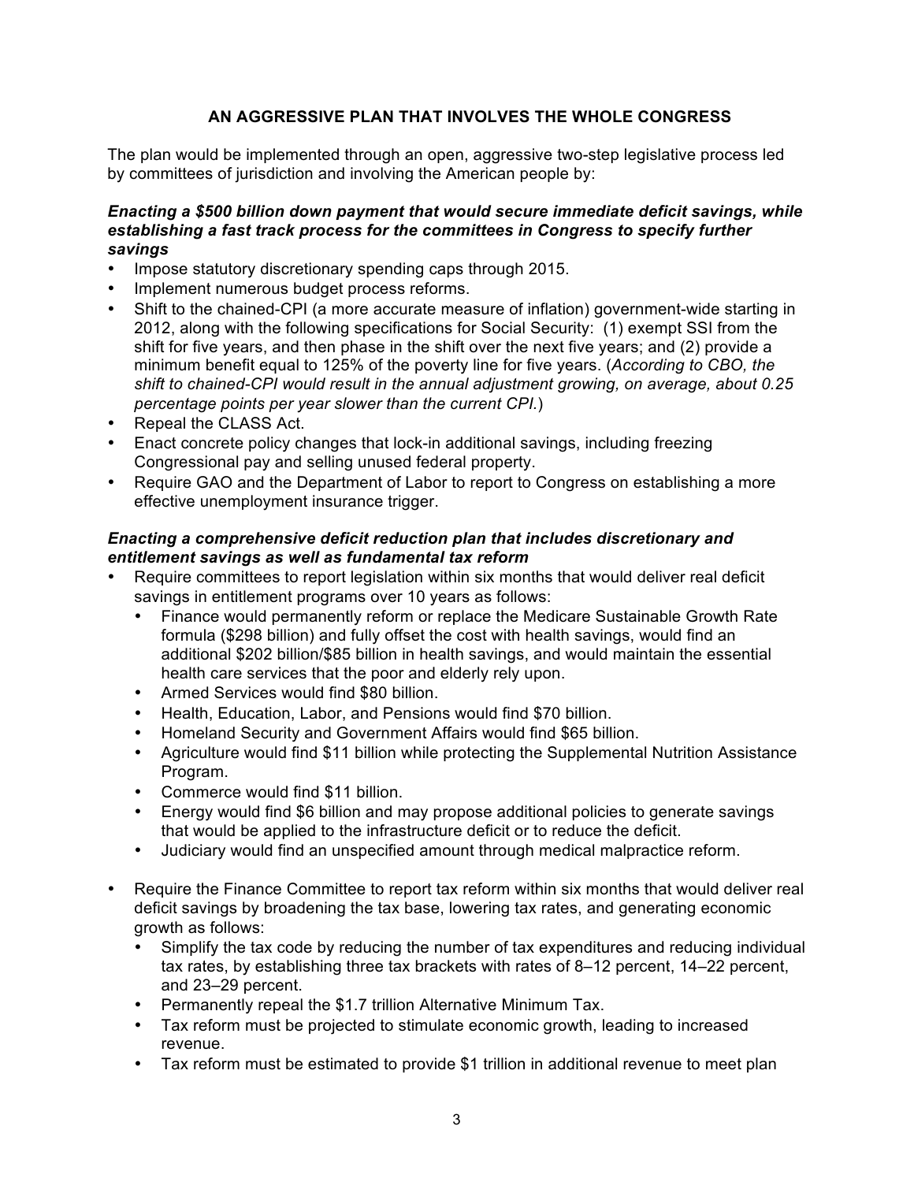## AN AGGRESSIVE PLAN THAT INVOLVES THE WHOLE CONGRESS

The plan would be implemented through an open, aggressive two-step legislative process led by committees of jurisdiction and involving the American people by:

***Enacting a $500 billion down payment that would secure immediate deficit savings, while establishing a fast track process for the committees in Congress to specify further savings***

- Impose statutory discretionary spending caps through 2015.
- Implement numerous budget process reforms.
- Shift to the chained-CPI (a more accurate measure of inflation) government-wide starting in 2012, along with the following specifications for Social Security: (1) exempt SSI from the shift for five years, and then phase in the shift over the next five years; and (2) provide a minimum benefit equal to 125% of the poverty line for five years. (*According to CBO, the shift to chained-CPI would result in the annual adjustment growing, on average, about 0.25 percentage points per year slower than the current CPI.*)
- Repeal the CLASS Act.
- Enact concrete policy changes that lock-in additional savings, including freezing Congressional pay and selling unused federal property.
- Require GAO and the Department of Labor to report to Congress on establishing a more effective unemployment insurance trigger.

***Enacting a comprehensive deficit reduction plan that includes discretionary and entitlement savings as well as fundamental tax reform***

- Require committees to report legislation within six months that would deliver real deficit savings in entitlement programs over 10 years as follows:
  - Finance would permanently reform or replace the Medicare Sustainable Growth Rate formula ($298 billion) and fully offset the cost with health savings, would find an additional $202 billion/$85 billion in health savings, and would maintain the essential health care services that the poor and elderly rely upon.
  - Armed Services would find $80 billion.
  - Health, Education, Labor, and Pensions would find $70 billion.
  - Homeland Security and Government Affairs would find $65 billion.
  - Agriculture would find $11 billion while protecting the Supplemental Nutrition Assistance Program.
  - Commerce would find $11 billion.
  - Energy would find $6 billion and may propose additional policies to generate savings that would be applied to the infrastructure deficit or to reduce the deficit.
  - Judiciary would find an unspecified amount through medical malpractice reform.

- Require the Finance Committee to report tax reform within six months that would deliver real deficit savings by broadening the tax base, lowering tax rates, and generating economic growth as follows:
  - Simplify the tax code by reducing the number of tax expenditures and reducing individual tax rates, by establishing three tax brackets with rates of 8–12 percent, 14–22 percent, and 23–29 percent.
  - Permanently repeal the $1.7 trillion Alternative Minimum Tax.
  - Tax reform must be projected to stimulate economic growth, leading to increased revenue.
  - Tax reform must be estimated to provide $1 trillion in additional revenue to meet plan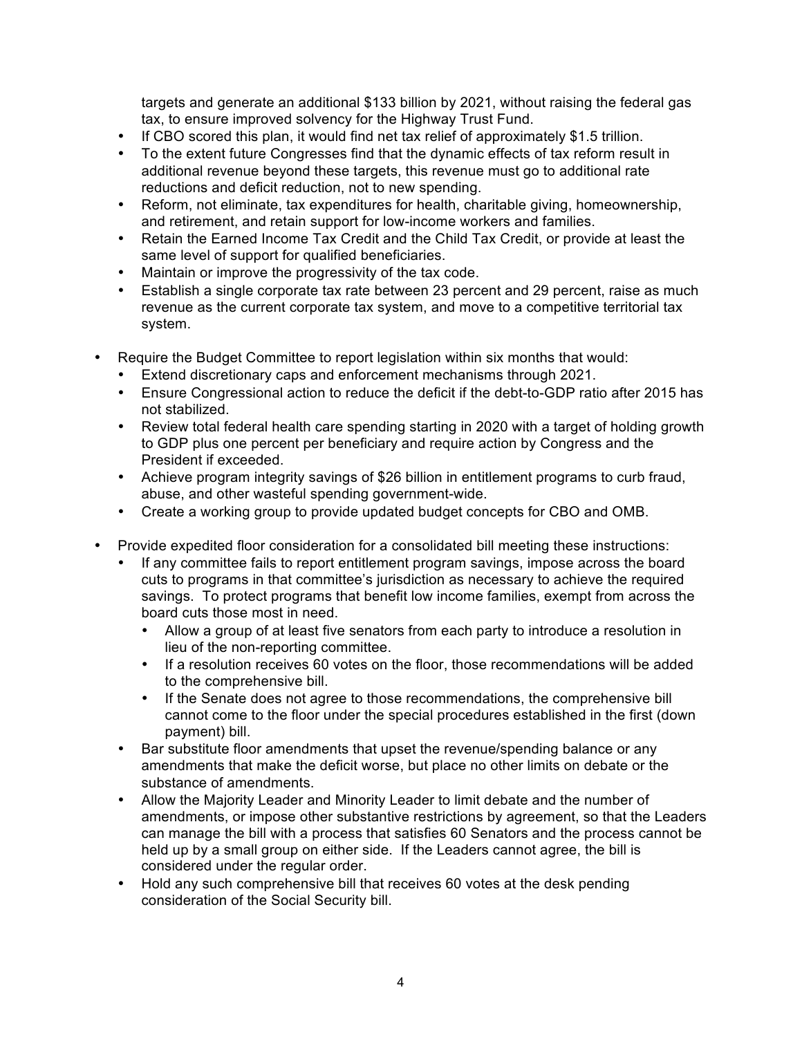targets and generate an additional $133 billion by 2021, without raising the federal gas tax, to ensure improved solvency for the Highway Trust Fund.

- If CBO scored this plan, it would find net tax relief of approximately $1.5 trillion.
- To the extent future Congresses find that the dynamic effects of tax reform result in additional revenue beyond these targets, this revenue must go to additional rate reductions and deficit reduction, not to new spending.
- Reform, not eliminate, tax expenditures for health, charitable giving, homeownership, and retirement, and retain support for low-income workers and families.
- Retain the Earned Income Tax Credit and the Child Tax Credit, or provide at least the same level of support for qualified beneficiaries.
- Maintain or improve the progressivity of the tax code.
- Establish a single corporate tax rate between 23 percent and 29 percent, raise as much revenue as the current corporate tax system, and move to a competitive territorial tax system.

- Require the Budget Committee to report legislation within six months that would:
  - Extend discretionary caps and enforcement mechanisms through 2021.
  - Ensure Congressional action to reduce the deficit if the debt-to-GDP ratio after 2015 has not stabilized.
  - Review total federal health care spending starting in 2020 with a target of holding growth to GDP plus one percent per beneficiary and require action by Congress and the President if exceeded.
  - Achieve program integrity savings of $26 billion in entitlement programs to curb fraud, abuse, and other wasteful spending government-wide.
  - Create a working group to provide updated budget concepts for CBO and OMB.

- Provide expedited floor consideration for a consolidated bill meeting these instructions:
  - If any committee fails to report entitlement program savings, impose across the board cuts to programs in that committee's jurisdiction as necessary to achieve the required savings. To protect programs that benefit low income families, exempt from across the board cuts those most in need.
    - Allow a group of at least five senators from each party to introduce a resolution in lieu of the non-reporting committee.
    - If a resolution receives 60 votes on the floor, those recommendations will be added to the comprehensive bill.
    - If the Senate does not agree to those recommendations, the comprehensive bill cannot come to the floor under the special procedures established in the first (down payment) bill.
  - Bar substitute floor amendments that upset the revenue/spending balance or any amendments that make the deficit worse, but place no other limits on debate or the substance of amendments.
  - Allow the Majority Leader and Minority Leader to limit debate and the number of amendments, or impose other substantive restrictions by agreement, so that the Leaders can manage the bill with a process that satisfies 60 Senators and the process cannot be held up by a small group on either side. If the Leaders cannot agree, the bill is considered under the regular order.
  - Hold any such comprehensive bill that receives 60 votes at the desk pending consideration of the Social Security bill.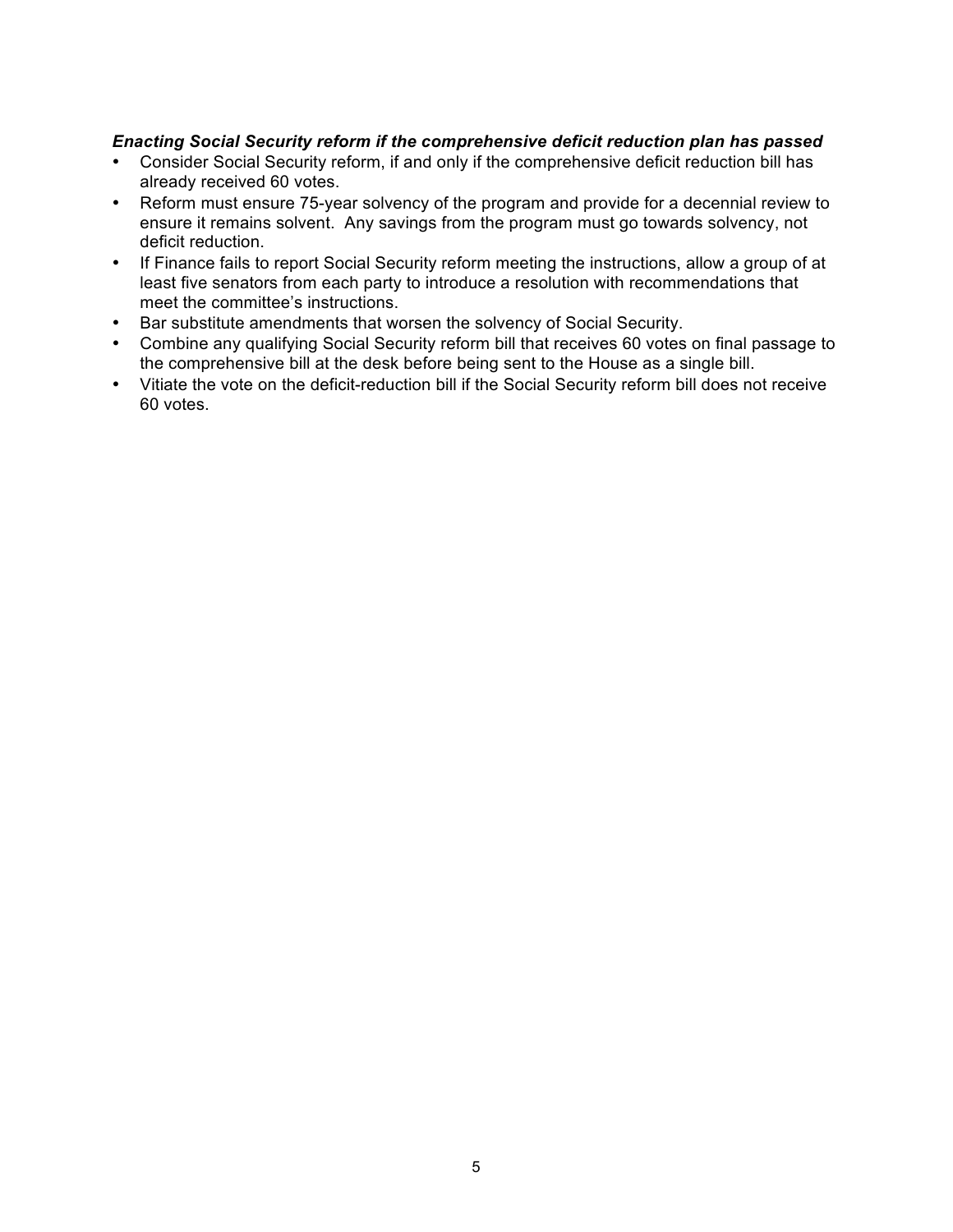***Enacting Social Security reform if the comprehensive deficit reduction plan has passed***

- Consider Social Security reform, if and only if the comprehensive deficit reduction bill has already received 60 votes.
- Reform must ensure 75-year solvency of the program and provide for a decennial review to ensure it remains solvent. Any savings from the program must go towards solvency, not deficit reduction.
- If Finance fails to report Social Security reform meeting the instructions, allow a group of at least five senators from each party to introduce a resolution with recommendations that meet the committee's instructions.
- Bar substitute amendments that worsen the solvency of Social Security.
- Combine any qualifying Social Security reform bill that receives 60 votes on final passage to the comprehensive bill at the desk before being sent to the House as a single bill.
- Vitiate the vote on the deficit-reduction bill if the Social Security reform bill does not receive 60 votes.